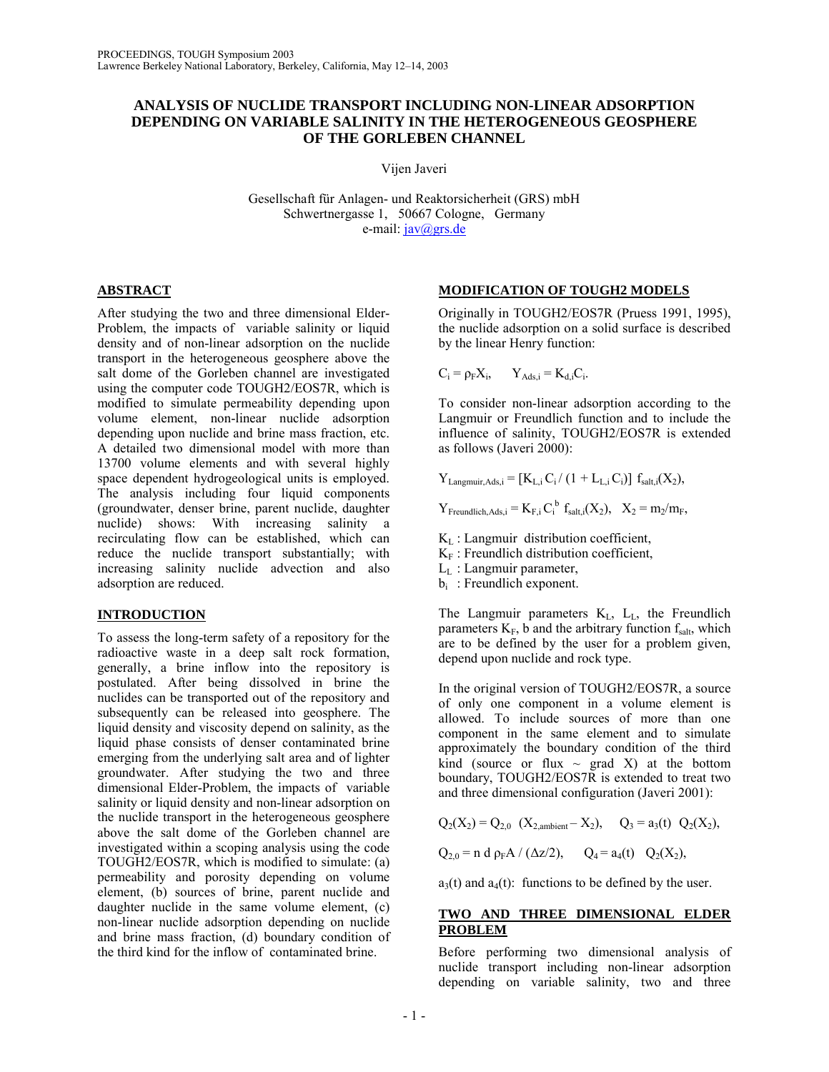# ANALYSIS OF NUCLIDE TRANSPORT INCLUDING NON-LINEAR ADSORPTION DEPENDING ON VARIABLE SALINITY IN THE HETEROGENEOUS GEOSPHERE OF THE GORLEBEN CHANNEL

Vijen Javeri

Gesellschaft für Anlagen- und Reaktorsicherheit (GRS) mbH
Schwertnergasse 1, 50667 Cologne, Germany
e-mail: jav@grs.de

## ABSTRACT

After studying the two and three dimensional Elder-Problem, the impacts of variable salinity or liquid density and of non-linear adsorption on the nuclide transport in the heterogeneous geosphere above the salt dome of the Gorleben channel are investigated using the computer code TOUGH2/EOS7R, which is modified to simulate permeability depending upon volume element, non-linear nuclide adsorption depending upon nuclide and brine mass fraction, etc. A detailed two dimensional model with more than 13700 volume elements and with several highly space dependent hydrogeological units is employed. The analysis including four liquid components (groundwater, denser brine, parent nuclide, daughter nuclide) shows: With increasing salinity a recirculating flow can be established, which can reduce the nuclide transport substantially; with increasing salinity nuclide advection and also adsorption are reduced.

## INTRODUCTION

To assess the long-term safety of a repository for the radioactive waste in a deep salt rock formation, generally, a brine inflow into the repository is postulated. After being dissolved in brine the nuclides can be transported out of the repository and subsequently can be released into geosphere. The liquid density and viscosity depend on salinity, as the liquid phase consists of denser contaminated brine emerging from the underlying salt area and of lighter groundwater. After studying the two and three dimensional Elder-Problem, the impacts of variable salinity or liquid density and non-linear adsorption on the nuclide transport in the heterogeneous geosphere above the salt dome of the Gorleben channel are investigated within a scoping analysis using the code TOUGH2/EOS7R, which is modified to simulate: (a) permeability and porosity depending on volume element, (b) sources of brine, parent nuclide and daughter nuclide in the same volume element, (c) non-linear nuclide adsorption depending on nuclide and brine mass fraction, (d) boundary condition of the third kind for the inflow of contaminated brine.

## MODIFICATION OF TOUGH2 MODELS

Originally in TOUGH2/EOS7R (Pruess 1991, 1995), the nuclide adsorption on a solid surface is described by the linear Henry function:

$$C_i = \rho_F X_i, \qquad Y_{Ads,i} = K_{d,i} C_i.$$

To consider non-linear adsorption according to the Langmuir or Freundlich function and to include the influence of salinity, TOUGH2/EOS7R is extended as follows (Javeri 2000):

$$Y_{Langmuir,Ads,i} = [K_{L,i}\, C_i / (1 + L_{L,i}\, C_i)]\; f_{salt,i}(X_2),$$

$$Y_{Freundlich,Ads,i} = K_{F,i}\, C_i^{\,b}\; f_{salt,i}(X_2), \quad X_2 = m_2/m_F,$$

$K_L$ : Langmuir distribution coefficient,
$K_F$ : Freundlich distribution coefficient,
$L_L$ : Langmuir parameter,
$b_i$ : Freundlich exponent.

The Langmuir parameters $K_L$, $L_L$, the Freundlich parameters $K_F$, b and the arbitrary function $f_{salt}$, which are to be defined by the user for a problem given, depend upon nuclide and rock type.

In the original version of TOUGH2/EOS7R, a source of only one component in a volume element is allowed. To include sources of more than one component in the same element and to simulate approximately the boundary condition of the third kind (source or flux ~ grad X) at the bottom boundary, TOUGH2/EOS7R is extended to treat two and three dimensional configuration (Javeri 2001):

$$Q_2(X_2) = Q_{2,0}\;\; (X_{2,ambient} - X_2), \qquad Q_3 = a_3(t)\;\; Q_2(X_2),$$

$$Q_{2,0} = n\; d\; \rho_F A \;/\; (\Delta z/2), \qquad Q_4 = a_4(t)\;\;\; Q_2(X_2),$$

$a_3(t)$ and $a_4(t)$: functions to be defined by the user.

## TWO AND THREE DIMENSIONAL ELDER PROBLEM

Before performing two dimensional analysis of nuclide transport including non-linear adsorption depending on variable salinity, two and three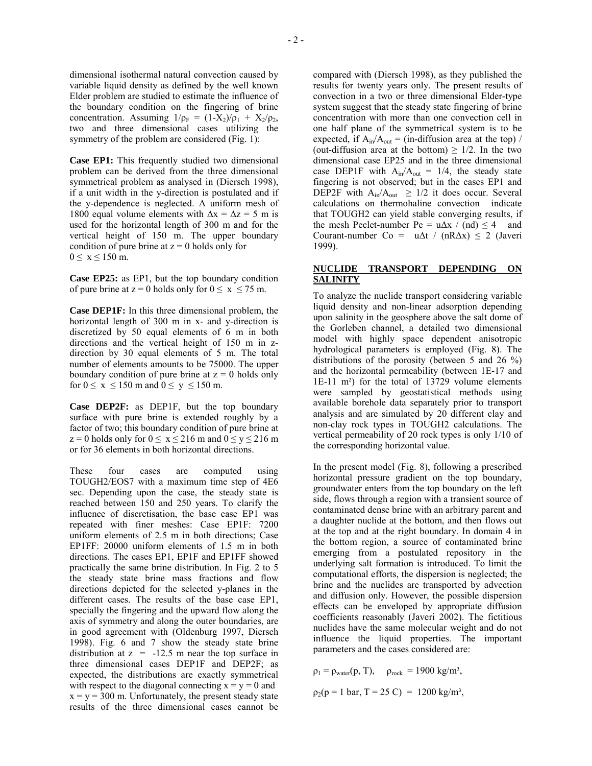dimensional isothermal natural convection caused by variable liquid density as defined by the well known Elder problem are studied to estimate the influence of the boundary condition on the fingering of brine concentration. Assuming $1/\rho_F = (1-X_2)/\rho_1 + X_2/\rho_2$, two and three dimensional cases utilizing the symmetry of the problem are considered (Fig. 1):

**Case EP1:** This frequently studied two dimensional problem can be derived from the three dimensional symmetrical problem as analysed in (Diersch 1998), if a unit width in the y-direction is postulated and if the y-dependence is neglected. A uniform mesh of 1800 equal volume elements with $\Delta x = \Delta z = 5$ m is used for the horizontal length of 300 m and for the vertical height of 150 m. The upper boundary condition of pure brine at $z = 0$ holds only for $0 \leq x \leq 150$ m.

**Case EP25:** as EP1, but the top boundary condition of pure brine at $z = 0$ holds only for $0 \leq x \leq 75$ m.

**Case DEP1F:** In this three dimensional problem, the horizontal length of 300 m in x- and y-direction is discretized by 50 equal elements of 6 m in both directions and the vertical height of 150 m in z-direction by 30 equal elements of 5 m. The total number of elements amounts to be 75000. The upper boundary condition of pure brine at $z = 0$ holds only for $0 \leq x \leq 150$ m and $0 \leq y \leq 150$ m.

**Case DEP2F:** as DEP1F, but the top boundary surface with pure brine is extended roughly by a factor of two; this boundary condition of pure brine at $z = 0$ holds only for $0 \leq x \leq 216$ m and $0 \leq y \leq 216$ m or for 36 elements in both horizontal directions.

These four cases are computed using TOUGH2/EOS7 with a maximum time step of 4E6 sec. Depending upon the case, the steady state is reached between 150 and 250 years. To clarify the influence of discretisation, the base case EP1 was repeated with finer meshes: Case EP1F: 7200 uniform elements of 2.5 m in both directions; Case EP1FF: 20000 uniform elements of 1.5 m in both directions. The cases EP1, EP1F and EP1FF showed practically the same brine distribution. In Fig. 2 to 5 the steady state brine mass fractions and flow directions depicted for the selected y-planes in the different cases. The results of the base case EP1, specially the fingering and the upward flow along the axis of symmetry and along the outer boundaries, are in good agreement with (Oldenburg 1997, Diersch 1998). Fig. 6 and 7 show the steady state brine distribution at $z = -12.5$ m near the top surface in three dimensional cases DEP1F and DEP2F; as expected, the distributions are exactly symmetrical with respect to the diagonal connecting $x = y = 0$ and $x = y = 300$ m. Unfortunately, the present steady state results of the three dimensional cases cannot be compared with (Diersch 1998), as they published the results for twenty years only. The present results of convection in a two or three dimensional Elder-type system suggest that the steady state fingering of brine concentration with more than one convection cell in one half plane of the symmetrical system is to be expected, if $A_{in}/A_{out}$ = (in-diffusion area at the top) / (out-diffusion area at the bottom) $\geq 1/2$. In the two dimensional case EP25 and in the three dimensional case DEP1F with $A_{in}/A_{out} = 1/4$, the steady state fingering is not observed; but in the cases EP1 and DEP2F with $A_{in}/A_{out} \geq 1/2$ it does occur. Several calculations on thermohaline convection indicate that TOUGH2 can yield stable converging results, if the mesh Peclet-number $Pe = u\Delta x / (nd) \leq 4$ and Courant-number $Co = u\Delta t / (nR\Delta x) \leq 2$ (Javeri 1999).

## NUCLIDE TRANSPORT DEPENDING ON SALINITY

To analyze the nuclide transport considering variable liquid density and non-linear adsorption depending upon salinity in the geosphere above the salt dome of the Gorleben channel, a detailed two dimensional model with highly space dependent anisotropic hydrological parameters is employed (Fig. 8). The distributions of the porosity (between 5 and 26 %) and the horizontal permeability (between 1E-17 and 1E-11 m²) for the total of 13729 volume elements were sampled by geostatistical methods using available borehole data separately prior to transport analysis and are simulated by 20 different clay and non-clay rock types in TOUGH2 calculations. The vertical permeability of 20 rock types is only 1/10 of the corresponding horizontal value.

In the present model (Fig. 8), following a prescribed horizontal pressure gradient on the top boundary, groundwater enters from the top boundary on the left side, flows through a region with a transient source of contaminated dense brine with an arbitrary parent and a daughter nuclide at the bottom, and then flows out at the top and at the right boundary. In domain 4 in the bottom region, a source of contaminated brine emerging from a postulated repository in the underlying salt formation is introduced. To limit the computational efforts, the dispersion is neglected; the brine and the nuclides are transported by advection and diffusion only. However, the possible dispersion effects can be enveloped by appropriate diffusion coefficients reasonably (Javeri 2002). The fictitious nuclides have the same molecular weight and do not influence the liquid properties. The important parameters and the cases considered are:

$\rho_1 = \rho_{water}(p, T)$, $\rho_{rock} = 1900$ kg/m³,

$\rho_2(p = 1 \text{ bar}, T = 25 \text{ C}) = 1200$ kg/m³,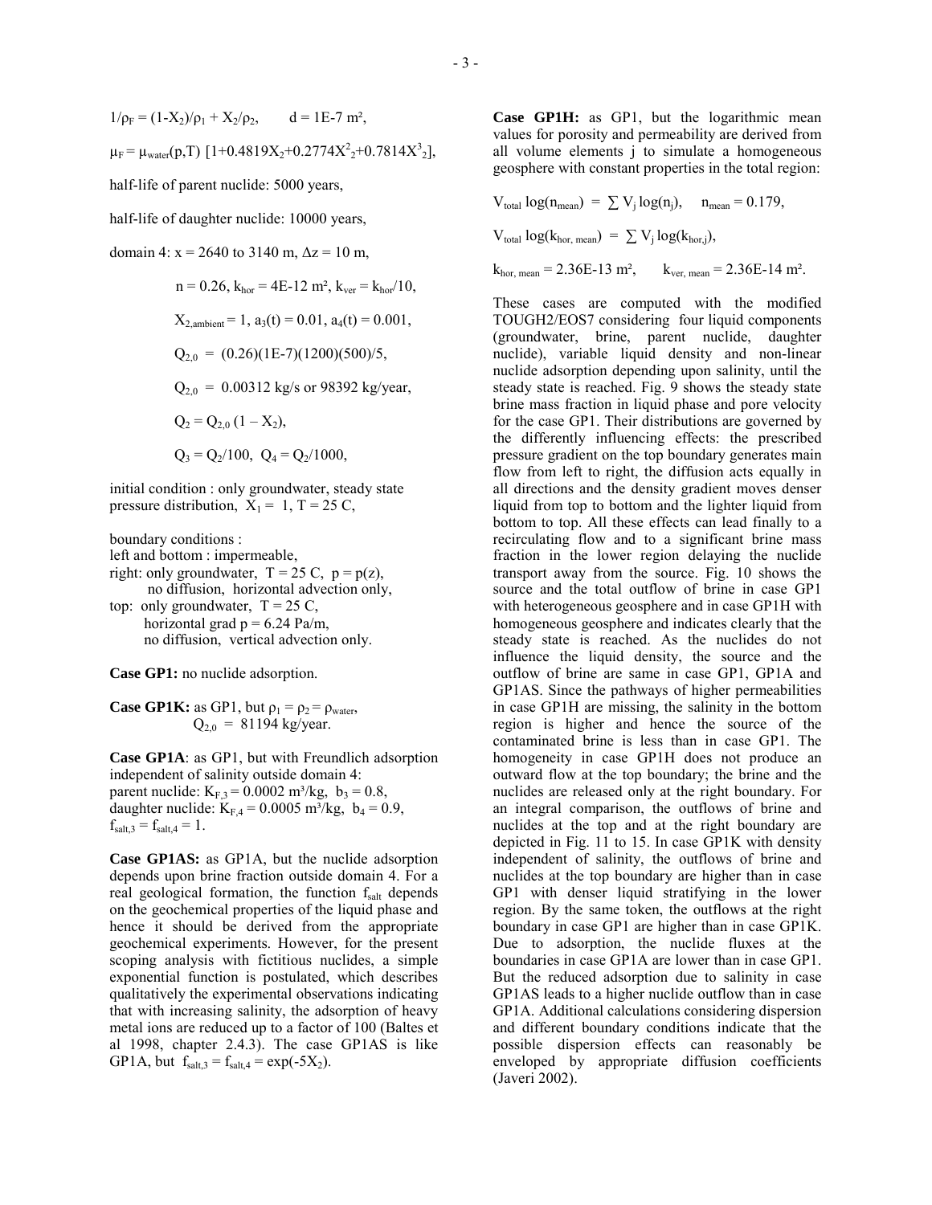$1/\rho_F = (1-X_2)/\rho_1 + X_2/\rho_2$,  $d = 1E-7\ m^2$,

$\mu_F = \mu_{water}(p,T)\ [1+0.4819X_2+0.2774X_2^2+0.7814X_2^3]$,

half-life of parent nuclide: 5000 years,

half-life of daughter nuclide: 10000 years,

domain 4: x = 2640 to 3140 m, $\Delta z = 10$ m,

$$n = 0.26,\ k_{hor} = 4E\text{-}12\ m^2,\ k_{ver} = k_{hor}/10,$$

$$X_{2,ambient} = 1,\ a_3(t) = 0.01,\ a_4(t) = 0.001,$$

$$Q_{2,0} = (0.26)(1E\text{-}7)(1200)(500)/5,$$

$$Q_{2,0} = 0.00312 \text{ kg/s or } 98392 \text{ kg/year},$$

$$Q_2 = Q_{2,0}\ (1 - X_2),$$

$$Q_3 = Q_2/100,\ \ Q_4 = Q_2/1000,$$

initial condition : only groundwater, steady state pressure distribution, $X_1 = 1$, T = 25 C,

boundary conditions :
left and bottom : impermeable,
right: only groundwater, T = 25 C, p = p(z), no diffusion, horizontal advection only,
top: only groundwater, T = 25 C, horizontal grad p = 6.24 Pa/m, no diffusion, vertical advection only.

**Case GP1:** no nuclide adsorption.

**Case GP1K:** as GP1, but $\rho_1 = \rho_2 = \rho_{water}$, $Q_{2,0} = 81194$ kg/year.

**Case GP1A**: as GP1, but with Freundlich adsorption independent of salinity outside domain 4:
parent nuclide: $K_{F,3} = 0.0002\ m^3/kg$, $b_3 = 0.8$,
daughter nuclide: $K_{F,4} = 0.0005\ m^3/kg$, $b_4 = 0.9$,
$f_{salt,3} = f_{salt,4} = 1$.

**Case GP1AS:** as GP1A, but the nuclide adsorption depends upon brine fraction outside domain 4. For a real geological formation, the function $f_{salt}$ depends on the geochemical properties of the liquid phase and hence it should be derived from the appropriate geochemical experiments. However, for the present scoping analysis with fictitious nuclides, a simple exponential function is postulated, which describes qualitatively the experimental observations indicating that with increasing salinity, the adsorption of heavy metal ions are reduced up to a factor of 100 (Baltes et al 1998, chapter 2.4.3). The case GP1AS is like GP1A, but $f_{salt,3} = f_{salt,4} = \exp(-5X_2)$.

**Case GP1H:** as GP1, but the logarithmic mean values for porosity and permeability are derived from all volume elements j to simulate a homogeneous geosphere with constant properties in the total region:

$$V_{total} \log(n_{mean}) = \sum V_j \log(n_j), \quad n_{mean} = 0.179,$$

$$V_{total} \log(k_{hor,\ mean}) = \sum V_j \log(k_{hor,j}),$$

$$k_{hor,\ mean} = 2.36E\text{-}13\ m^2, \quad k_{ver,\ mean} = 2.36E\text{-}14\ m^2.$$

These cases are computed with the modified TOUGH2/EOS7 considering four liquid components (groundwater, brine, parent nuclide, daughter nuclide), variable liquid density and non-linear nuclide adsorption depending upon salinity, until the steady state is reached. Fig. 9 shows the steady state brine mass fraction in liquid phase and pore velocity for the case GP1. Their distributions are governed by the differently influencing effects: the prescribed pressure gradient on the top boundary generates main flow from left to right, the diffusion acts equally in all directions and the density gradient moves denser liquid from top to bottom and the lighter liquid from bottom to top. All these effects can lead finally to a recirculating flow and to a significant brine mass fraction in the lower region delaying the nuclide transport away from the source. Fig. 10 shows the source and the total outflow of brine in case GP1 with heterogeneous geosphere and in case GP1H with homogeneous geosphere and indicates clearly that the steady state is reached. As the nuclides do not influence the liquid density, the source and the outflow of brine are same in case GP1, GP1A and GP1AS. Since the pathways of higher permeabilities in case GP1H are missing, the salinity in the bottom region is higher and hence the source of the contaminated brine is less than in case GP1. The homogeneity in case GP1H does not produce an outward flow at the top boundary; the brine and the nuclides are released only at the right boundary. For an integral comparison, the outflows of brine and nuclides at the top and at the right boundary are depicted in Fig. 11 to 15. In case GP1K with density independent of salinity, the outflows of brine and nuclides at the top boundary are higher than in case GP1 with denser liquid stratifying in the lower region. By the same token, the outflows at the right boundary in case GP1 are higher than in case GP1K. Due to adsorption, the nuclide fluxes at the boundaries in case GP1A are lower than in case GP1. But the reduced adsorption due to salinity in case GP1AS leads to a higher nuclide outflow than in case GP1A. Additional calculations considering dispersion and different boundary conditions indicate that the possible dispersion effects can reasonably be enveloped by appropriate diffusion coefficients (Javeri 2002).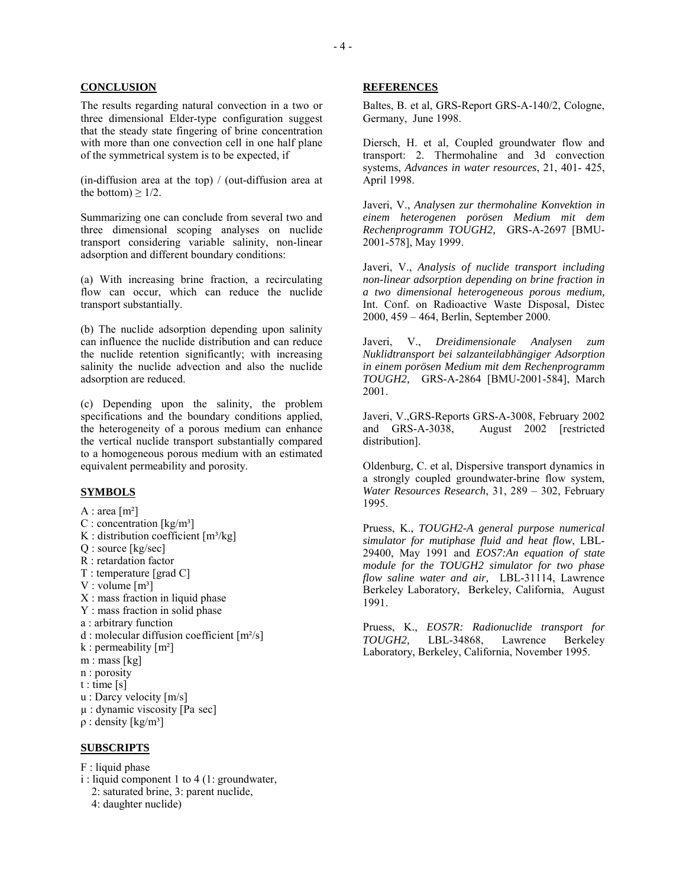## CONCLUSION

The results regarding natural convection in a two or three dimensional Elder-type configuration suggest that the steady state fingering of brine concentration with more than one convection cell in one half plane of the symmetrical system is to be expected, if

(in-diffusion area at the top) / (out-diffusion area at the bottom) $\geq 1/2$.

Summarizing one can conclude from several two and three dimensional scoping analyses on nuclide transport considering variable salinity, non-linear adsorption and different boundary conditions:

(a) With increasing brine fraction, a recirculating flow can occur, which can reduce the nuclide transport substantially.

(b) The nuclide adsorption depending upon salinity can influence the nuclide distribution and can reduce the nuclide retention significantly; with increasing salinity the nuclide advection and also the nuclide adsorption are reduced.

(c) Depending upon the salinity, the problem specifications and the boundary conditions applied, the heterogeneity of a porous medium can enhance the vertical nuclide transport substantially compared to a homogeneous porous medium with an estimated equivalent permeability and porosity.

## SYMBOLS

$A$ : area [m²]
$C$ : concentration [kg/m³]
$K$ : distribution coefficient [m³/kg]
$Q$ : source [kg/sec]
$R$ : retardation factor
$T$ : temperature [grad C]
$V$ : volume [m³]
$X$ : mass fraction in liquid phase
$Y$ : mass fraction in solid phase
$a$ : arbitrary function
$d$ : molecular diffusion coefficient [m²/s]
$k$ : permeability [m²]
$m$ : mass [kg]
$n$ : porosity
$t$ : time [s]
$u$ : Darcy velocity [m/s]
$\mu$ : dynamic viscosity [Pa sec]
$\rho$ : density [kg/m³]

## SUBSCRIPTS

F : liquid phase
i : liquid component 1 to 4 (1: groundwater, 2: saturated brine, 3: parent nuclide, 4: daughter nuclide)

## REFERENCES

Baltes, B. et al, GRS-Report GRS-A-140/2, Cologne, Germany, June 1998.

Diersch, H. et al, Coupled groundwater flow and transport: 2. Thermohaline and 3d convection systems, *Advances in water resources*, 21, 401- 425, April 1998.

Javeri, V., *Analysen zur thermohaline Konvektion in einem heterogenen porösen Medium mit dem Rechenprogramm TOUGH2,* GRS-A-2697 [BMU-2001-578], May 1999.

Javeri, V., *Analysis of nuclide transport including non-linear adsorption depending on brine fraction in a two dimensional heterogeneous porous medium,* Int. Conf. on Radioactive Waste Disposal, Distec 2000, 459 – 464, Berlin, September 2000.

Javeri, V., *Dreidimensionale Analysen zum Nuklidtransport bei salzanteilabhängiger Adsorption in einem porösen Medium mit dem Rechenprogramm TOUGH2,* GRS-A-2864 [BMU-2001-584], March 2001.

Javeri, V.,GRS-Reports GRS-A-3008, February 2002 and GRS-A-3038, August 2002 [restricted distribution].

Oldenburg, C. et al, Dispersive transport dynamics in a strongly coupled groundwater-brine flow system, *Water Resources Research*, 31, 289 – 302, February 1995.

Pruess, K., *TOUGH2-A general purpose numerical simulator for mutiphase fluid and heat flow*, LBL-29400, May 1991 and *EOS7:An equation of state module for the TOUGH2 simulator for two phase flow saline water and air,* LBL-31114, Lawrence Berkeley Laboratory, Berkeley, California, August 1991.

Pruess, K., *EOS7R: Radionuclide transport for TOUGH2,* LBL-34868, Lawrence Berkeley Laboratory, Berkeley, California, November 1995.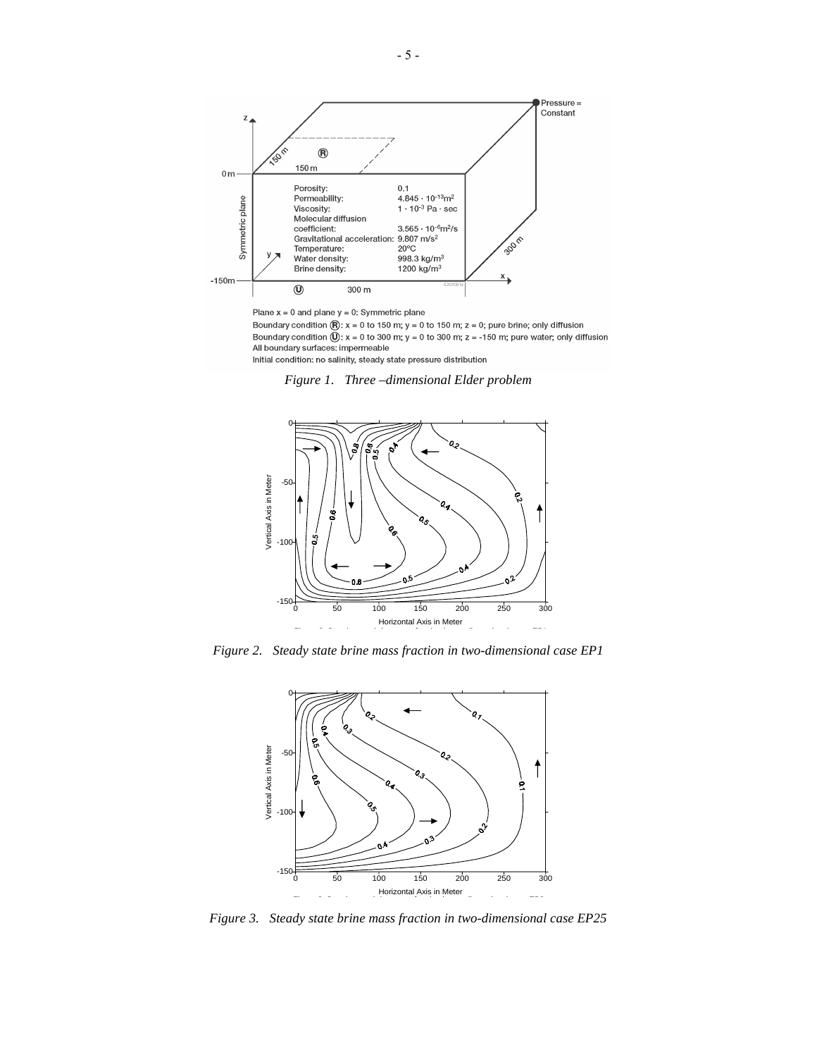Plane x = 0 and plane y = 0: Symmetric plane

Boundary condition (R): x = 0 to 150 m; y = 0 to 150 m; z = 0; pure brine; only diffusion

Boundary condition (U): x = 0 to 300 m; y = 0 to 300 m; z = -150 m; pure water; only diffusion

All boundary surfaces: impermeable

Initial condition: no salinity, steady state pressure distribution

*Figure 1. Three –dimensional Elder problem*

*Figure 2. Steady state brine mass fraction in two-dimensional case EP1*

*Figure 3. Steady state brine mass fraction in two-dimensional case EP25*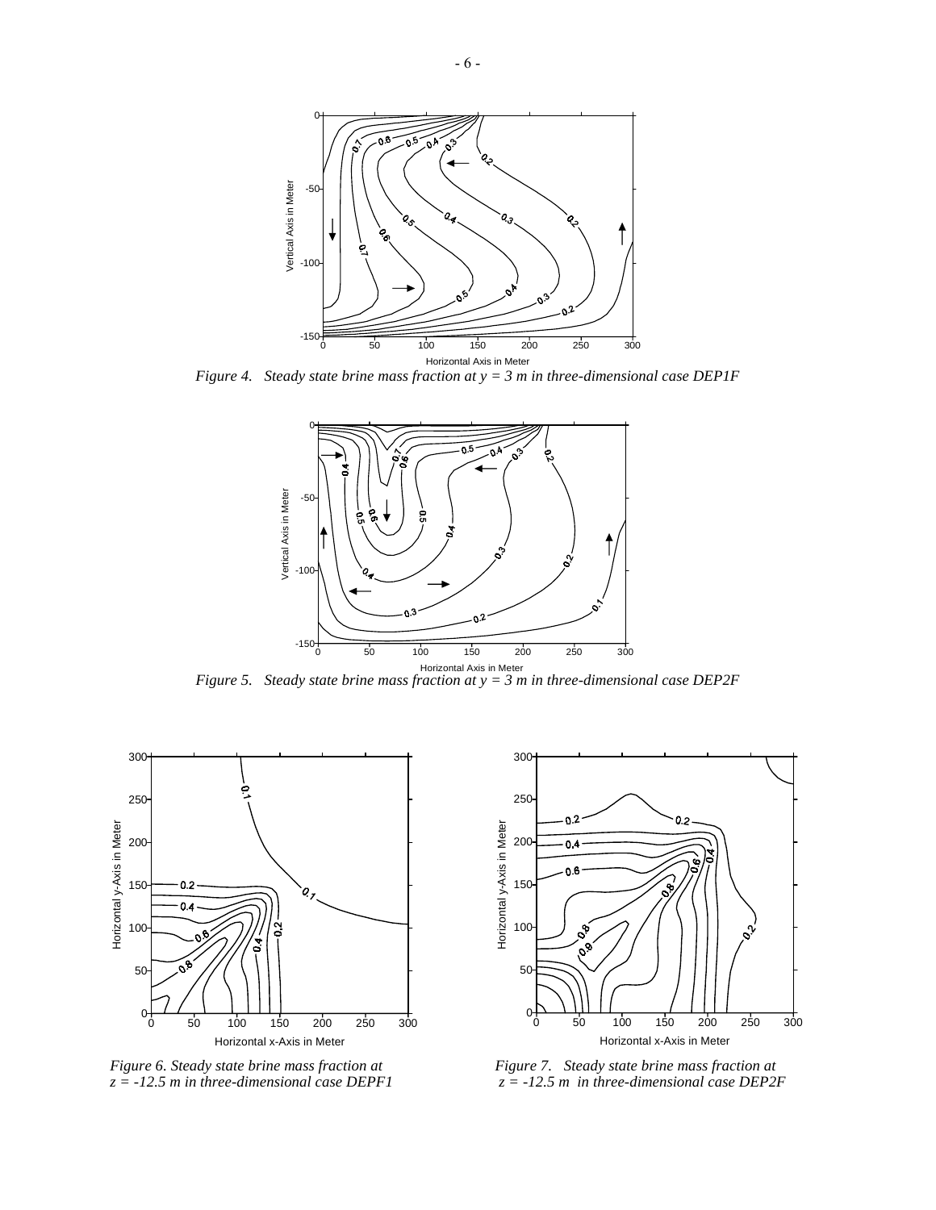*Figure 4. Steady state brine mass fraction at y = 3 m in three-dimensional case DEP1F*

*Figure 5. Steady state brine mass fraction at y = 3 m in three-dimensional case DEP2F*

*Figure 6. Steady state brine mass fraction at z = -12.5 m in three-dimensional case DEPF1*

*Figure 7. Steady state brine mass fraction at z = -12.5 m in three-dimensional case DEP2F*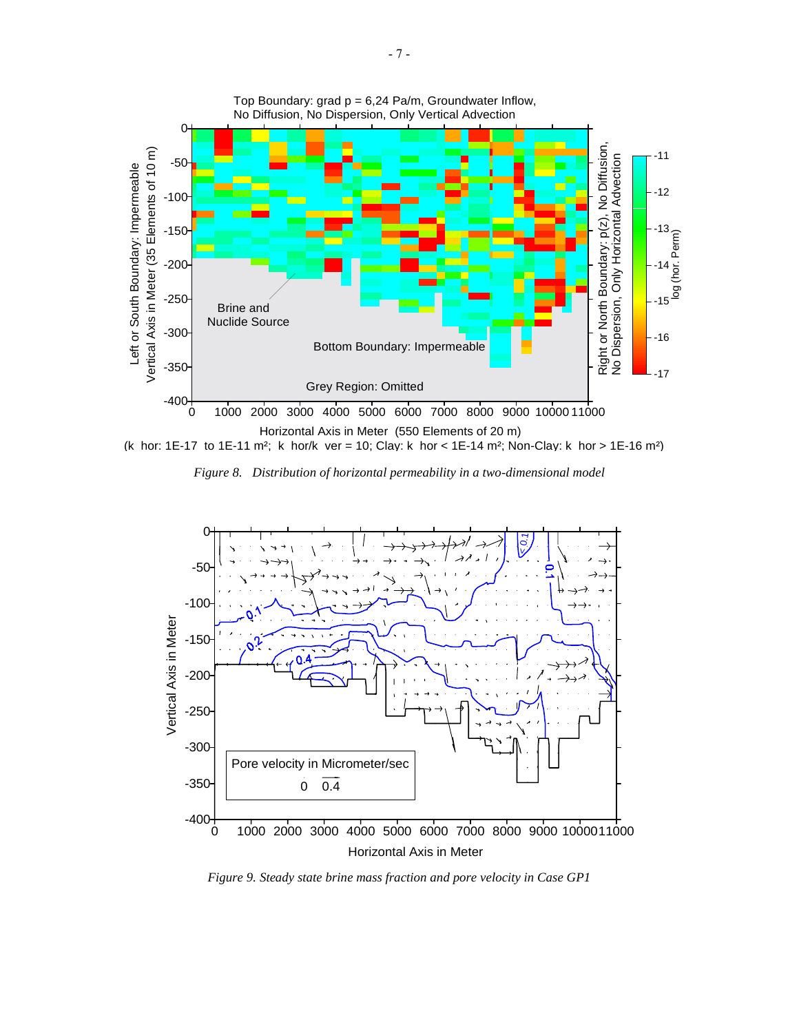*Figure 8. Distribution of horizontal permeability in a two-dimensional model*

*Figure 9. Steady state brine mass fraction and pore velocity in Case GP1*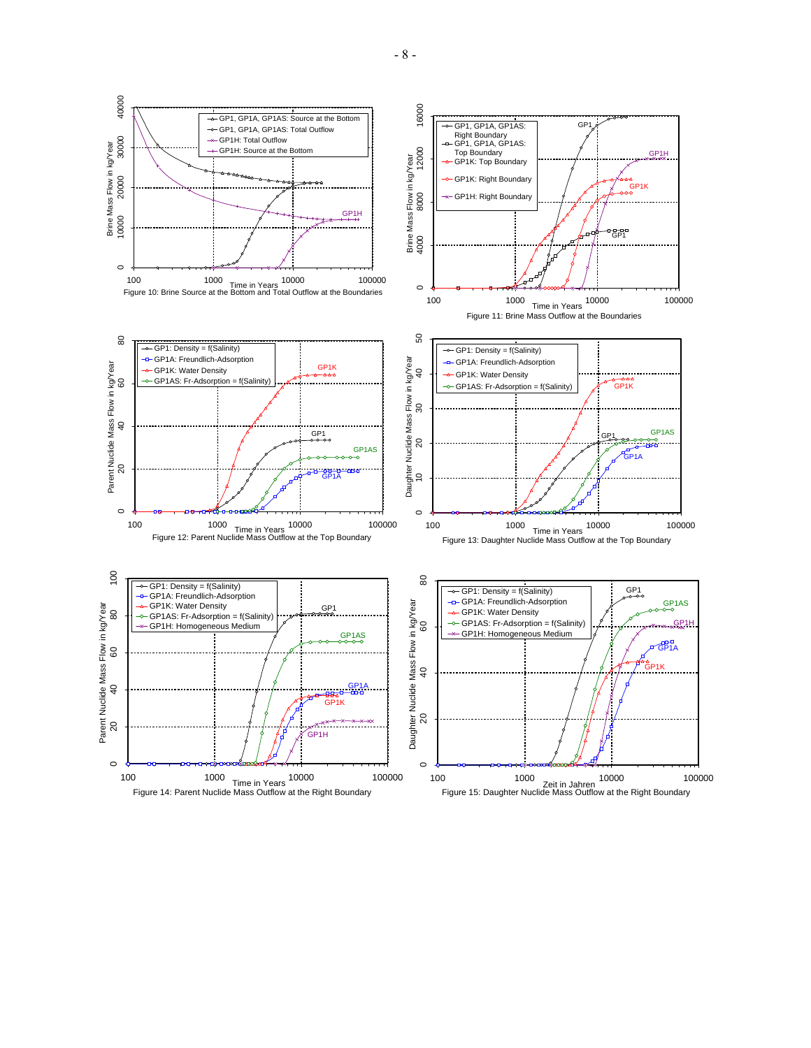40000
30000
20000
10000
0
Brine Mass Flow in kg/Year
100
1000
10000
100000
Time in Years
GP1, GP1A, GP1AS: Source at the Bottom
GP1, GP1A, GP1AS: Total Outflow
GP1H: Total Outflow
GP1H: Source at the Bottom
GP1H

Figure 10: Brine Source at the Bottom and Total Outflow at the Boundaries

16000
12000
8000
4000
0
Brine Mass Flow in kg/Year
100
1000
10000
100000
Time in Years
GP1, GP1A, GP1AS: Right Boundary
GP1, GP1A, GP1AS: Top Boundary
GP1K: Top Boundary
GP1K: Right Boundary
GP1H: Right Boundary
GP1
GP1H
GP1K
GP1

Figure 11: Brine Mass Outflow at the Boundaries

80
60
40
20
0
Parent Nuclide Mass Flow in kg/Year
100
1000
10000
100000
Time in Years
GP1: Density = f(Salinity)
GP1A: Freundlich-Adsorption
GP1K: Water Density
GP1AS: Fr-Adsorption = f(Salinity)
GP1K
GP1
GP1AS
GP1A

Figure 12: Parent Nuclide Mass Outflow at the Top Boundary

50
40
30
20
10
0
Daughter Nuclide Mass Flow in kg/Year
100
1000
10000
100000
Time in Years
GP1: Density = f(Salinity)
GP1A: Freundlich-Adsorption
GP1K: Water Density
GP1AS: Fr-Adsorption = f(Salinity)
GP1K
GP1
GP1AS
GP1A

Figure 13: Daughter Nuclide Mass Outflow at the Top Boundary

100
80
60
40
20
0
Parent Nuclide Mass Flow in kg/Year
100
1000
10000
100000
Time in Years
GP1: Density = f(Salinity)
GP1A: Freundlich-Adsorption
GP1K: Water Density
GP1AS: Fr-Adsorption = f(Salinity)
GP1H: Homogeneous Medium
GP1
GP1AS
GP1A
GP1K
GP1H

Figure 14: Parent Nuclide Mass Outflow at the Right Boundary

80
60
40
20
0
Daughter Nuclide Mass Flow in kg/Year
100
1000
10000
100000
Zeit in Jahren
GP1: Density = f(Salinity)
GP1A: Freundlich-Adsorption
GP1K: Water Density
GP1AS: Fr-Adsorption = f(Salinity)
GP1H: Homogeneous Medium
GP1
GP1AS
GP1H
GP1A
GP1K

Figure 15: Daughter Nuclide Mass Outflow at the Right Boundary